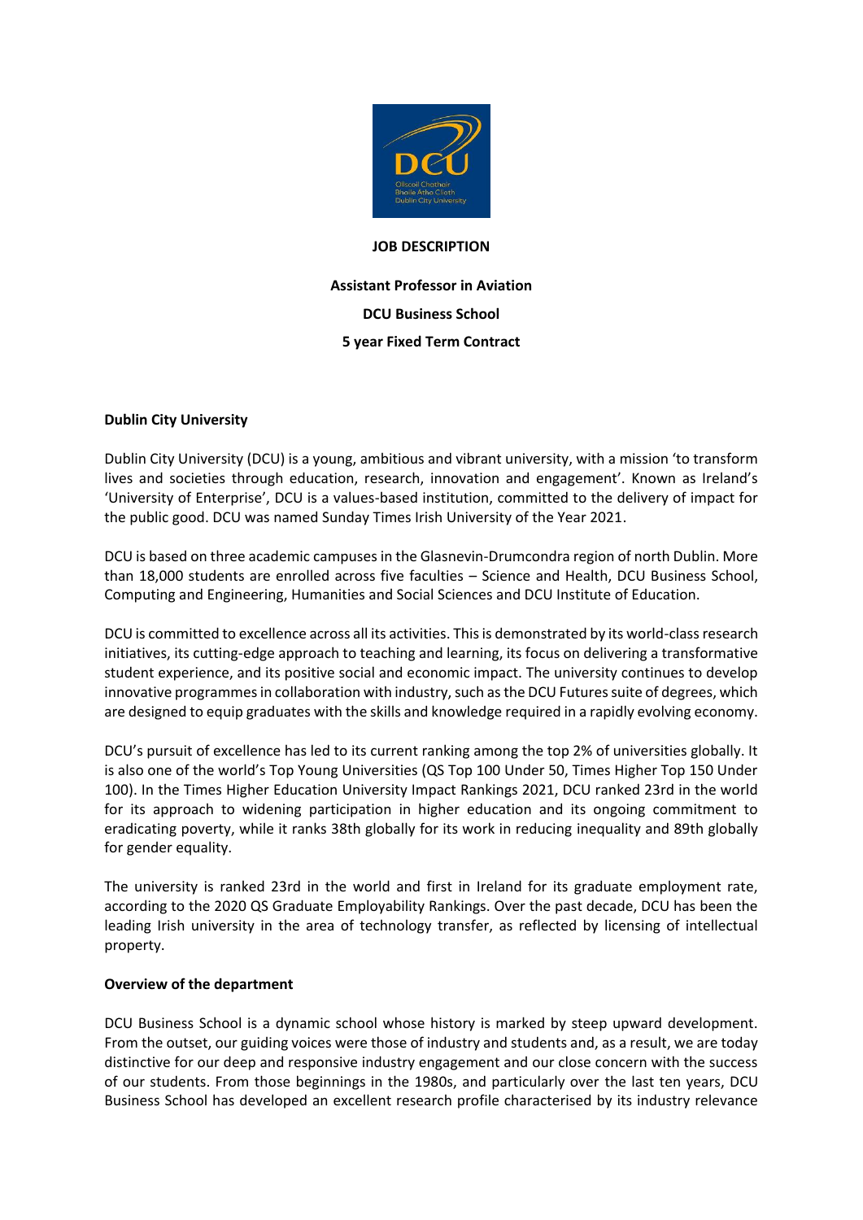**JOB DESCRIPTION**

**Assistant Professor in Aviation**

**DCU Business School**

**5 year Fixed Term Contract**

**Dublin City University**

Dublin City University (DCU) is a young, ambitious and vibrant university, with a mission 'to transform lives and societies through education, research, innovation and engagement'. Known as Ireland's 'University of Enterprise', DCU is a values-based institution, committed to the delivery of impact for the public good. DCU was named Sunday Times Irish University of the Year 2021.

DCU is based on three academic campuses in the Glasnevin-Drumcondra region of north Dublin. More than 18,000 students are enrolled across five faculties – Science and Health, DCU Business School, Computing and Engineering, Humanities and Social Sciences and DCU Institute of Education.

DCU is committed to excellence across all its activities. This is demonstrated by its world-class research initiatives, its cutting-edge approach to teaching and learning, its focus on delivering a transformative student experience, and its positive social and economic impact. The university continues to develop innovative programmes in collaboration with industry, such as the DCU Futures suite of degrees, which are designed to equip graduates with the skills and knowledge required in a rapidly evolving economy.

DCU's pursuit of excellence has led to its current ranking among the top 2% of universities globally. It is also one of the world's Top Young Universities (QS Top 100 Under 50, Times Higher Top 150 Under 100). In the Times Higher Education University Impact Rankings 2021, DCU ranked 23rd in the world for its approach to widening participation in higher education and its ongoing commitment to eradicating poverty, while it ranks 38th globally for its work in reducing inequality and 89th globally for gender equality.

The university is ranked 23rd in the world and first in Ireland for its graduate employment rate, according to the 2020 QS Graduate Employability Rankings. Over the past decade, DCU has been the leading Irish university in the area of technology transfer, as reflected by licensing of intellectual property.

**Overview of the department**

DCU Business School is a dynamic school whose history is marked by steep upward development. From the outset, our guiding voices were those of industry and students and, as a result, we are today distinctive for our deep and responsive industry engagement and our close concern with the success of our students. From those beginnings in the 1980s, and particularly over the last ten years, DCU Business School has developed an excellent research profile characterised by its industry relevance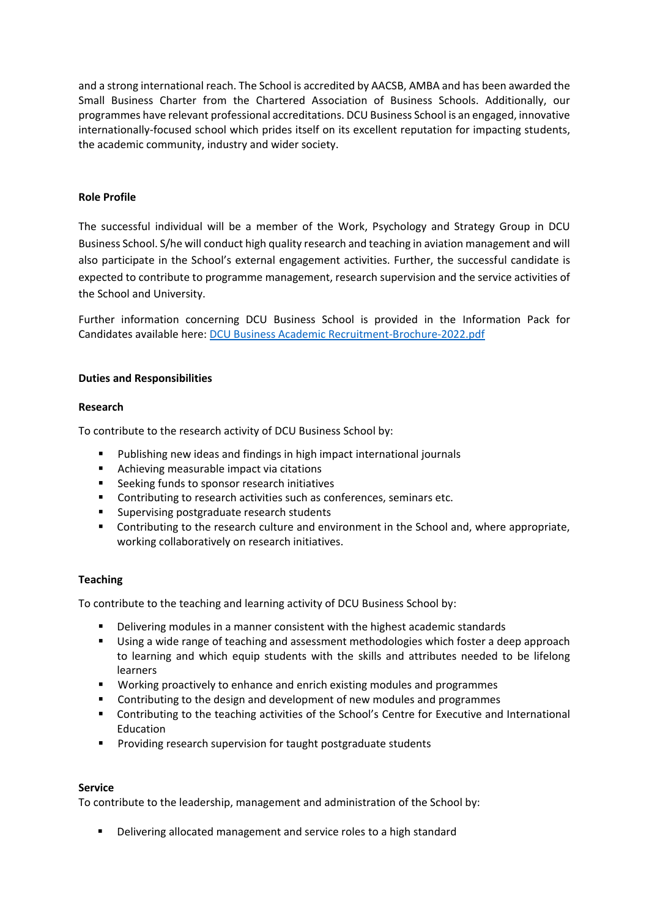and a strong international reach. The School is accredited by AACSB, AMBA and has been awarded the Small Business Charter from the Chartered Association of Business Schools. Additionally, our programmes have relevant professional accreditations. DCU Business School is an engaged, innovative internationally-focused school which prides itself on its excellent reputation for impacting students, the academic community, industry and wider society.

**Role Profile**

The successful individual will be a member of the Work, Psychology and Strategy Group in DCU Business School. S/he will conduct high quality research and teaching in aviation management and will also participate in the School's external engagement activities. Further, the successful candidate is expected to contribute to programme management, research supervision and the service activities of the School and University.

Further information concerning DCU Business School is provided in the Information Pack for Candidates available here: [DCU Business Academic Recruitment-Brochure-2022.pdf]

**Duties and Responsibilities**

**Research**

To contribute to the research activity of DCU Business School by:

- Publishing new ideas and findings in high impact international journals
- Achieving measurable impact via citations
- Seeking funds to sponsor research initiatives
- Contributing to research activities such as conferences, seminars etc.
- Supervising postgraduate research students
- Contributing to the research culture and environment in the School and, where appropriate, working collaboratively on research initiatives.

**Teaching**

To contribute to the teaching and learning activity of DCU Business School by:

- Delivering modules in a manner consistent with the highest academic standards
- Using a wide range of teaching and assessment methodologies which foster a deep approach to learning and which equip students with the skills and attributes needed to be lifelong learners
- Working proactively to enhance and enrich existing modules and programmes
- Contributing to the design and development of new modules and programmes
- Contributing to the teaching activities of the School's Centre for Executive and International Education
- Providing research supervision for taught postgraduate students

**Service**

To contribute to the leadership, management and administration of the School by:

- Delivering allocated management and service roles to a high standard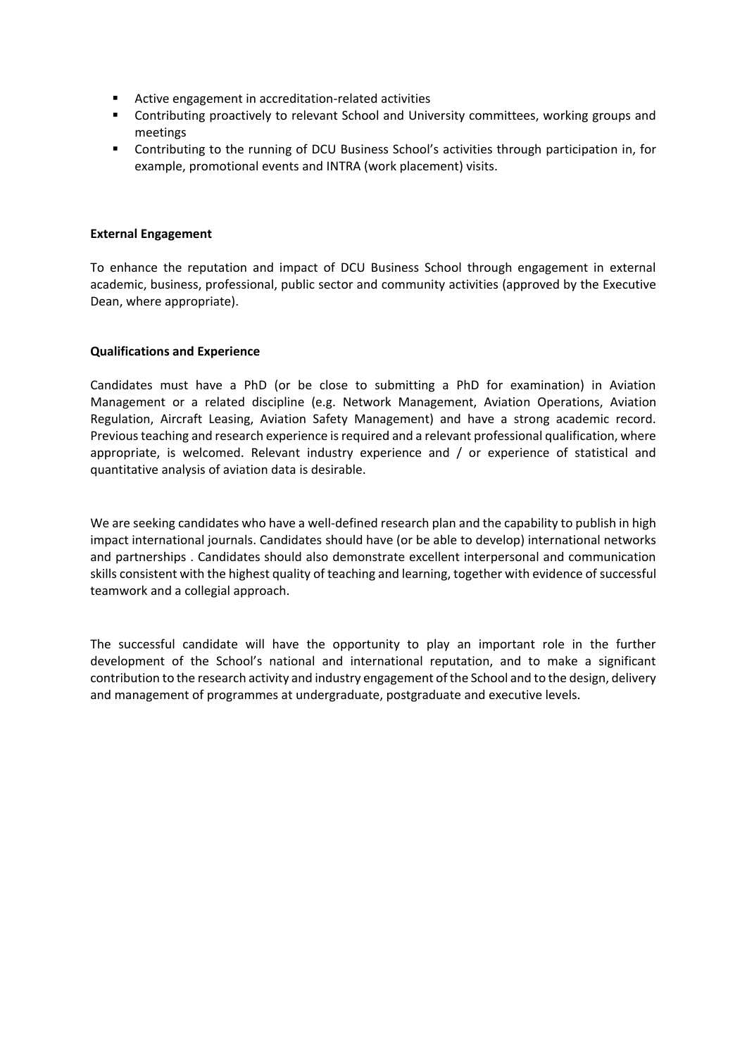- Active engagement in accreditation-related activities
- Contributing proactively to relevant School and University committees, working groups and meetings
- Contributing to the running of DCU Business School's activities through participation in, for example, promotional events and INTRA (work placement) visits.

**External Engagement**

To enhance the reputation and impact of DCU Business School through engagement in external academic, business, professional, public sector and community activities (approved by the Executive Dean, where appropriate).

**Qualifications and Experience**

Candidates must have a PhD (or be close to submitting a PhD for examination) in Aviation Management or a related discipline (e.g. Network Management, Aviation Operations, Aviation Regulation, Aircraft Leasing, Aviation Safety Management) and have a strong academic record. Previous teaching and research experience is required and a relevant professional qualification, where appropriate, is welcomed. Relevant industry experience and / or experience of statistical and quantitative analysis of aviation data is desirable.

We are seeking candidates who have a well-defined research plan and the capability to publish in high impact international journals. Candidates should have (or be able to develop) international networks and partnerships . Candidates should also demonstrate excellent interpersonal and communication skills consistent with the highest quality of teaching and learning, together with evidence of successful teamwork and a collegial approach.

The successful candidate will have the opportunity to play an important role in the further development of the School's national and international reputation, and to make a significant contribution to the research activity and industry engagement of the School and to the design, delivery and management of programmes at undergraduate, postgraduate and executive levels.